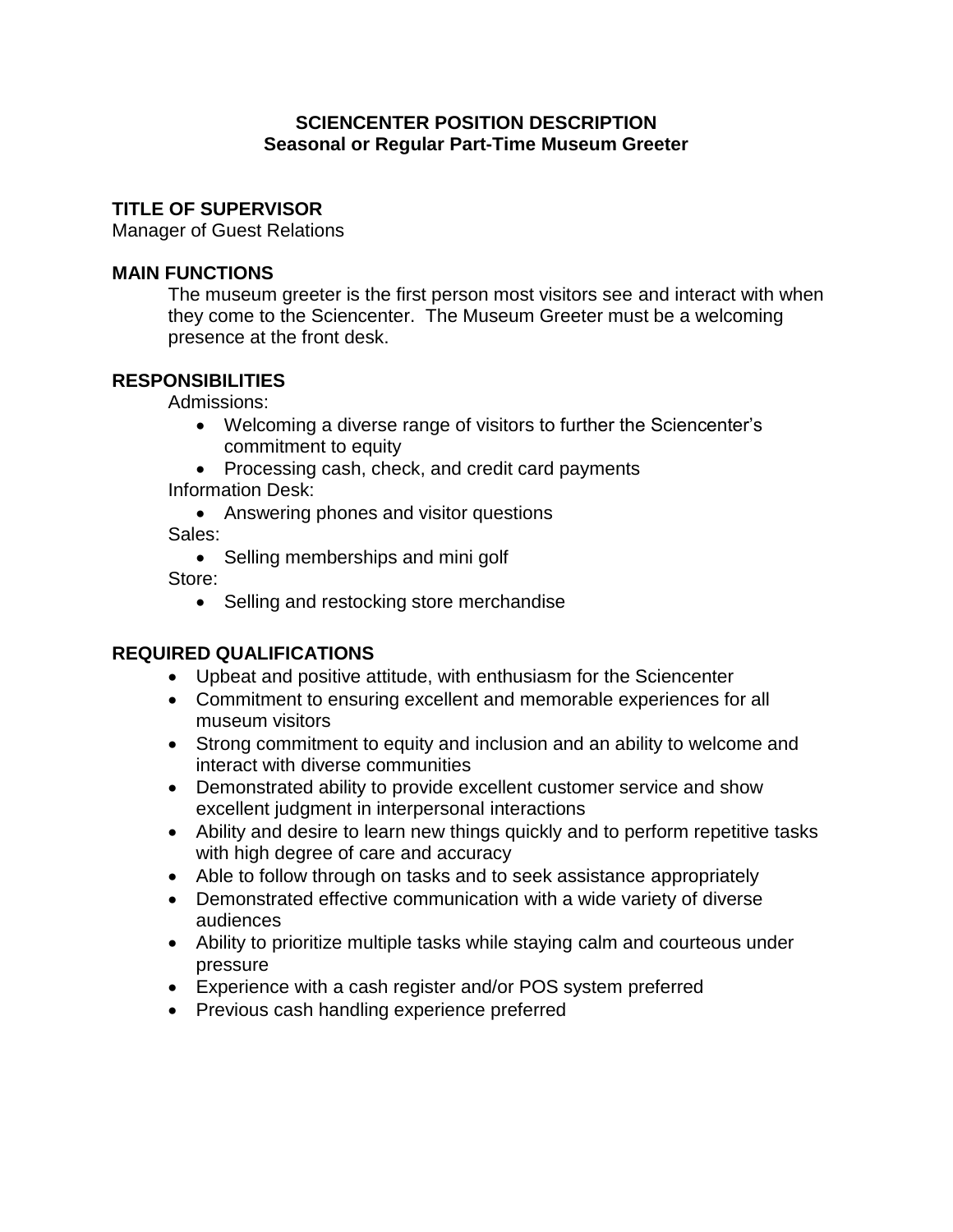# SCIENCENTER POSITION DESCRIPTION
## Seasonal or Regular Part-Time Museum Greeter

### TITLE OF SUPERVISOR

Manager of Guest Relations

### MAIN FUNCTIONS

The museum greeter is the first person most visitors see and interact with when they come to the Sciencenter. The Museum Greeter must be a welcoming presence at the front desk.

### RESPONSIBILITIES

Admissions:

- Welcoming a diverse range of visitors to further the Sciencenter's commitment to equity
- Processing cash, check, and credit card payments

Information Desk:

- Answering phones and visitor questions

Sales:

- Selling memberships and mini golf

Store:

- Selling and restocking store merchandise

### REQUIRED QUALIFICATIONS

- Upbeat and positive attitude, with enthusiasm for the Sciencenter
- Commitment to ensuring excellent and memorable experiences for all museum visitors
- Strong commitment to equity and inclusion and an ability to welcome and interact with diverse communities
- Demonstrated ability to provide excellent customer service and show excellent judgment in interpersonal interactions
- Ability and desire to learn new things quickly and to perform repetitive tasks with high degree of care and accuracy
- Able to follow through on tasks and to seek assistance appropriately
- Demonstrated effective communication with a wide variety of diverse audiences
- Ability to prioritize multiple tasks while staying calm and courteous under pressure
- Experience with a cash register and/or POS system preferred
- Previous cash handling experience preferred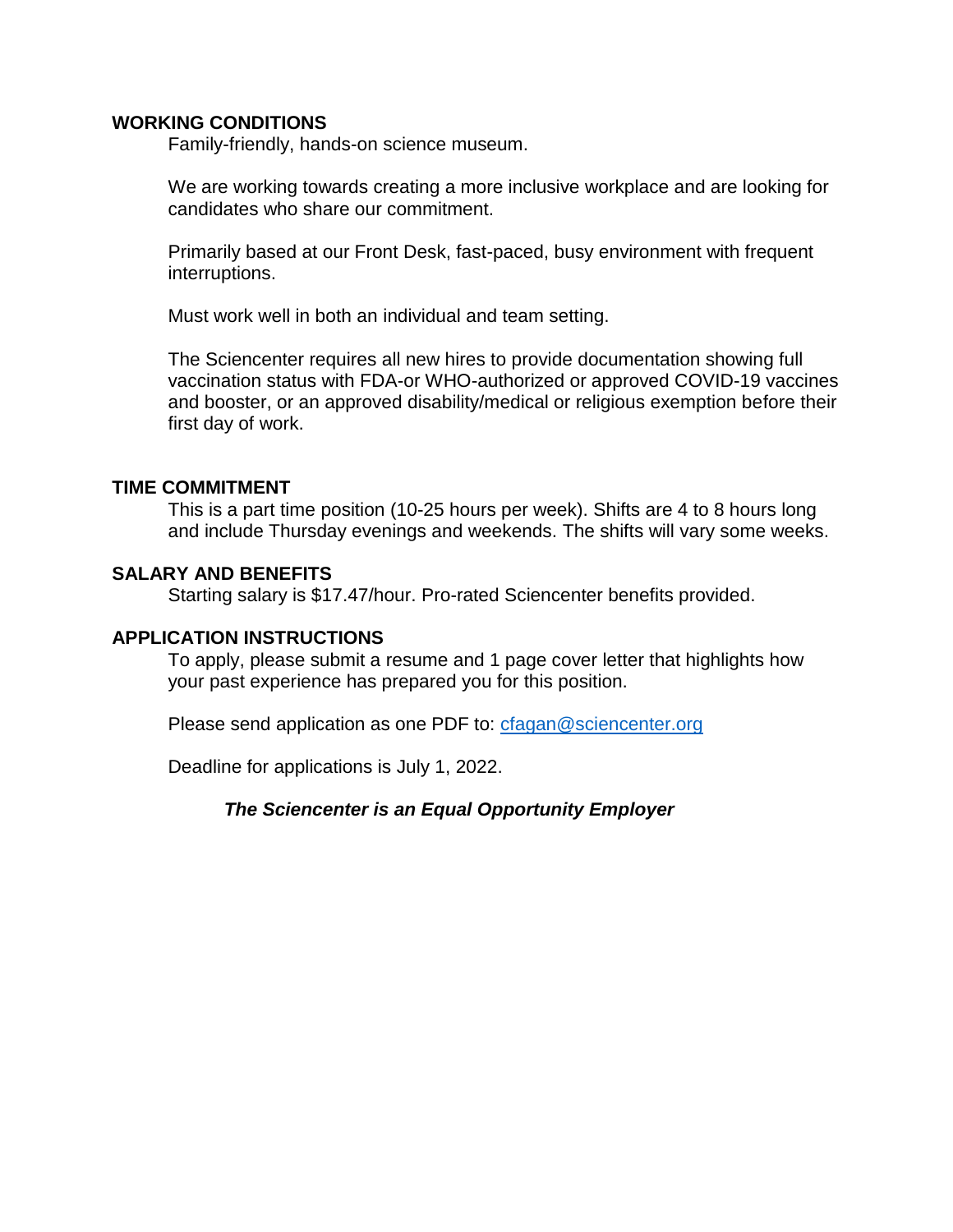## WORKING CONDITIONS

Family-friendly, hands-on science museum.

We are working towards creating a more inclusive workplace and are looking for candidates who share our commitment.

Primarily based at our Front Desk, fast-paced, busy environment with frequent interruptions.

Must work well in both an individual and team setting.

The Sciencenter requires all new hires to provide documentation showing full vaccination status with FDA-or WHO-authorized or approved COVID-19 vaccines and booster, or an approved disability/medical or religious exemption before their first day of work.

## TIME COMMITMENT

This is a part time position (10-25 hours per week). Shifts are 4 to 8 hours long and include Thursday evenings and weekends. The shifts will vary some weeks.

## SALARY AND BENEFITS

Starting salary is $17.47/hour. Pro-rated Sciencenter benefits provided.

## APPLICATION INSTRUCTIONS

To apply, please submit a resume and 1 page cover letter that highlights how your past experience has prepared you for this position.

Please send application as one PDF to: [cfagan@sciencenter.org](mailto:cfagan@sciencenter.org)

Deadline for applications is July 1, 2022.

***The Sciencenter is an Equal Opportunity Employer***